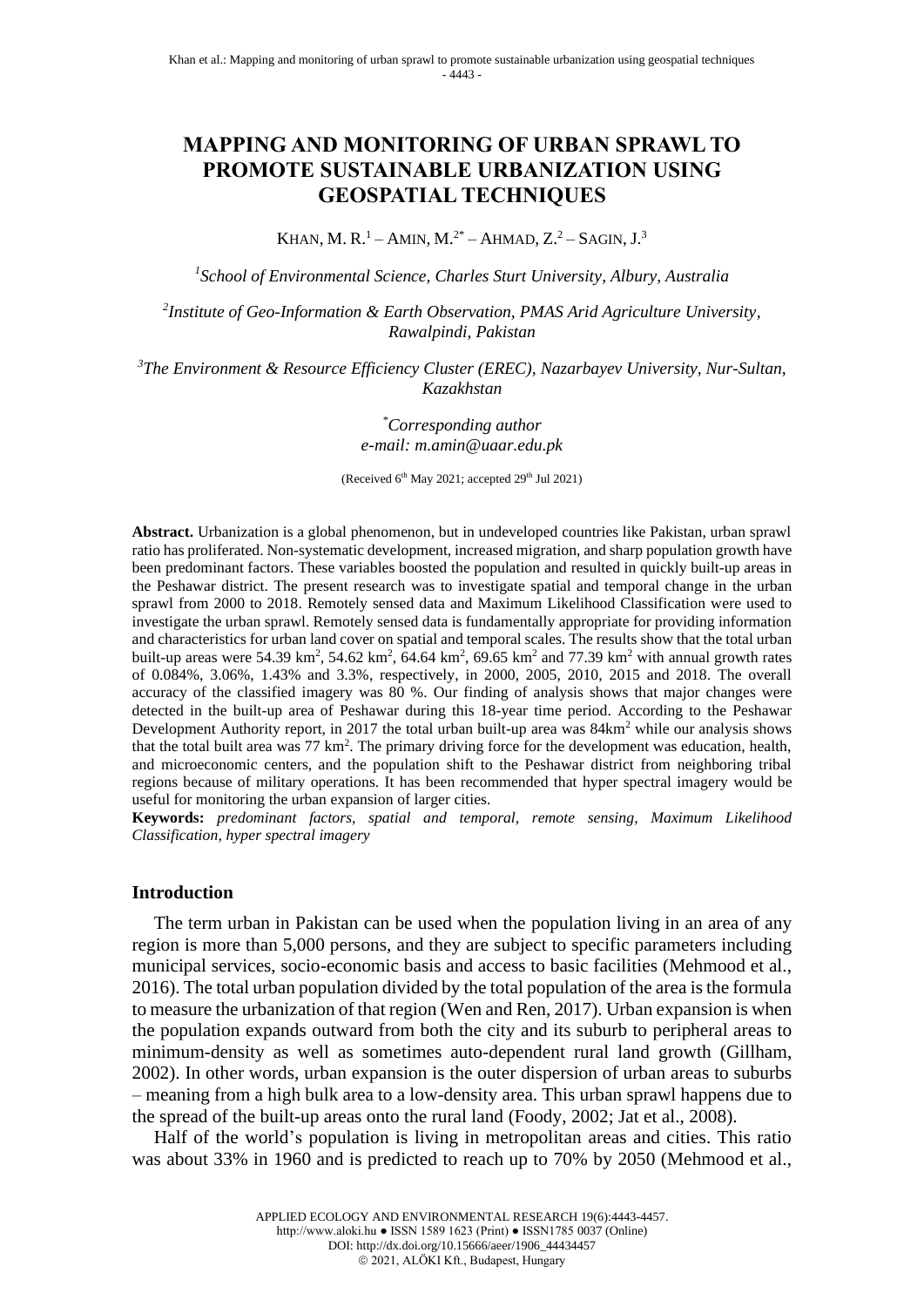# MAPPING AND MONITORING OF URBAN SPRAWL TO PROMOTE SUSTAINABLE URBANIZATION USING GEOSPATIAL TECHNIQUES

KHAN, M. R.[1] – AMIN, M.[2*] – AHMAD, Z.[2] – SAGIN, J.[3]

[1]*School of Environmental Science, Charles Sturt University, Albury, Australia*

[2]*Institute of Geo-Information & Earth Observation, PMAS Arid Agriculture University, Rawalpindi, Pakistan*

[3]*The Environment & Resource Efficiency Cluster (EREC), Nazarbayev University, Nur-Sultan, Kazakhstan*

[*]*Corresponding author*
*e-mail: m.amin@uaar.edu.pk*

(Received 6th May 2021; accepted 29th Jul 2021)

**Abstract.** Urbanization is a global phenomenon, but in undeveloped countries like Pakistan, urban sprawl ratio has proliferated. Non-systematic development, increased migration, and sharp population growth have been predominant factors. These variables boosted the population and resulted in quickly built-up areas in the Peshawar district. The present research was to investigate spatial and temporal change in the urban sprawl from 2000 to 2018. Remotely sensed data and Maximum Likelihood Classification were used to investigate the urban sprawl. Remotely sensed data is fundamentally appropriate for providing information and characteristics for urban land cover on spatial and temporal scales. The results show that the total urban built-up areas were 54.39 km$^2$, 54.62 km$^2$, 64.64 km$^2$, 69.65 km$^2$ and 77.39 km$^2$ with annual growth rates of 0.084%, 3.06%, 1.43% and 3.3%, respectively, in 2000, 2005, 2010, 2015 and 2018. The overall accuracy of the classified imagery was 80 %. Our finding of analysis shows that major changes were detected in the built-up area of Peshawar during this 18-year time period. According to the Peshawar Development Authority report, in 2017 the total urban built-up area was 84km$^2$ while our analysis shows that the total built area was 77 km$^2$. The primary driving force for the development was education, health, and microeconomic centers, and the population shift to the Peshawar district from neighboring tribal regions because of military operations. It has been recommended that hyper spectral imagery would be useful for monitoring the urban expansion of larger cities.

**Keywords:** *predominant factors, spatial and temporal, remote sensing, Maximum Likelihood Classification, hyper spectral imagery*

## Introduction

The term urban in Pakistan can be used when the population living in an area of any region is more than 5,000 persons, and they are subject to specific parameters including municipal services, socio-economic basis and access to basic facilities (Mehmood et al., 2016). The total urban population divided by the total population of the area is the formula to measure the urbanization of that region (Wen and Ren, 2017). Urban expansion is when the population expands outward from both the city and its suburb to peripheral areas to minimum-density as well as sometimes auto-dependent rural land growth (Gillham, 2002). In other words, urban expansion is the outer dispersion of urban areas to suburbs – meaning from a high bulk area to a low-density area. This urban sprawl happens due to the spread of the built-up areas onto the rural land (Foody, 2002; Jat et al., 2008).

Half of the world's population is living in metropolitan areas and cities. This ratio was about 33% in 1960 and is predicted to reach up to 70% by 2050 (Mehmood et al.,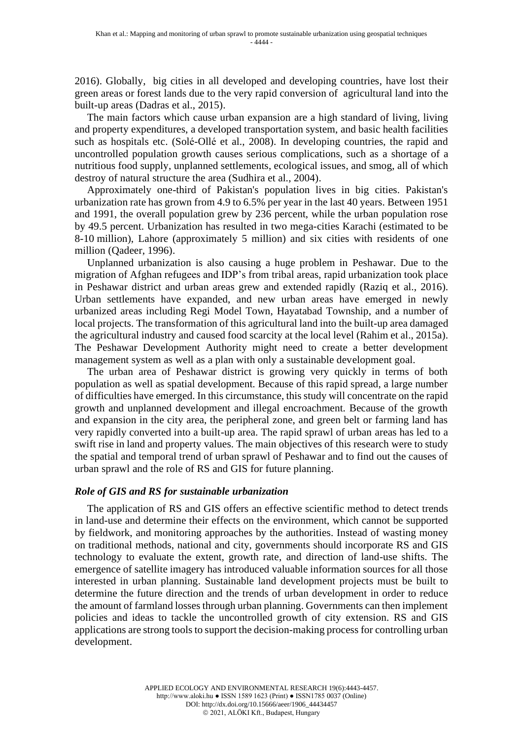2016). Globally, big cities in all developed and developing countries, have lost their green areas or forest lands due to the very rapid conversion of agricultural land into the built-up areas (Dadras et al., 2015).

The main factors which cause urban expansion are a high standard of living, living and property expenditures, a developed transportation system, and basic health facilities such as hospitals etc. (Solé-Ollé et al., 2008). In developing countries, the rapid and uncontrolled population growth causes serious complications, such as a shortage of a nutritious food supply, unplanned settlements, ecological issues, and smog, all of which destroy of natural structure the area (Sudhira et al., 2004).

Approximately one-third of Pakistan's population lives in big cities. Pakistan's urbanization rate has grown from 4.9 to 6.5% per year in the last 40 years. Between 1951 and 1991, the overall population grew by 236 percent, while the urban population rose by 49.5 percent. Urbanization has resulted in two mega-cities Karachi (estimated to be 8-10 million), Lahore (approximately 5 million) and six cities with residents of one million (Qadeer, 1996).

Unplanned urbanization is also causing a huge problem in Peshawar. Due to the migration of Afghan refugees and IDP's from tribal areas, rapid urbanization took place in Peshawar district and urban areas grew and extended rapidly (Raziq et al., 2016). Urban settlements have expanded, and new urban areas have emerged in newly urbanized areas including Regi Model Town, Hayatabad Township, and a number of local projects. The transformation of this agricultural land into the built-up area damaged the agricultural industry and caused food scarcity at the local level (Rahim et al., 2015a). The Peshawar Development Authority might need to create a better development management system as well as a plan with only a sustainable development goal.

The urban area of Peshawar district is growing very quickly in terms of both population as well as spatial development. Because of this rapid spread, a large number of difficulties have emerged. In this circumstance, this study will concentrate on the rapid growth and unplanned development and illegal encroachment. Because of the growth and expansion in the city area, the peripheral zone, and green belt or farming land has very rapidly converted into a built-up area. The rapid sprawl of urban areas has led to a swift rise in land and property values. The main objectives of this research were to study the spatial and temporal trend of urban sprawl of Peshawar and to find out the causes of urban sprawl and the role of RS and GIS for future planning.

### *Role of GIS and RS for sustainable urbanization*

The application of RS and GIS offers an effective scientific method to detect trends in land-use and determine their effects on the environment, which cannot be supported by fieldwork, and monitoring approaches by the authorities. Instead of wasting money on traditional methods, national and city, governments should incorporate RS and GIS technology to evaluate the extent, growth rate, and direction of land-use shifts. The emergence of satellite imagery has introduced valuable information sources for all those interested in urban planning. Sustainable land development projects must be built to determine the future direction and the trends of urban development in order to reduce the amount of farmland losses through urban planning. Governments can then implement policies and ideas to tackle the uncontrolled growth of city extension. RS and GIS applications are strong tools to support the decision-making process for controlling urban development.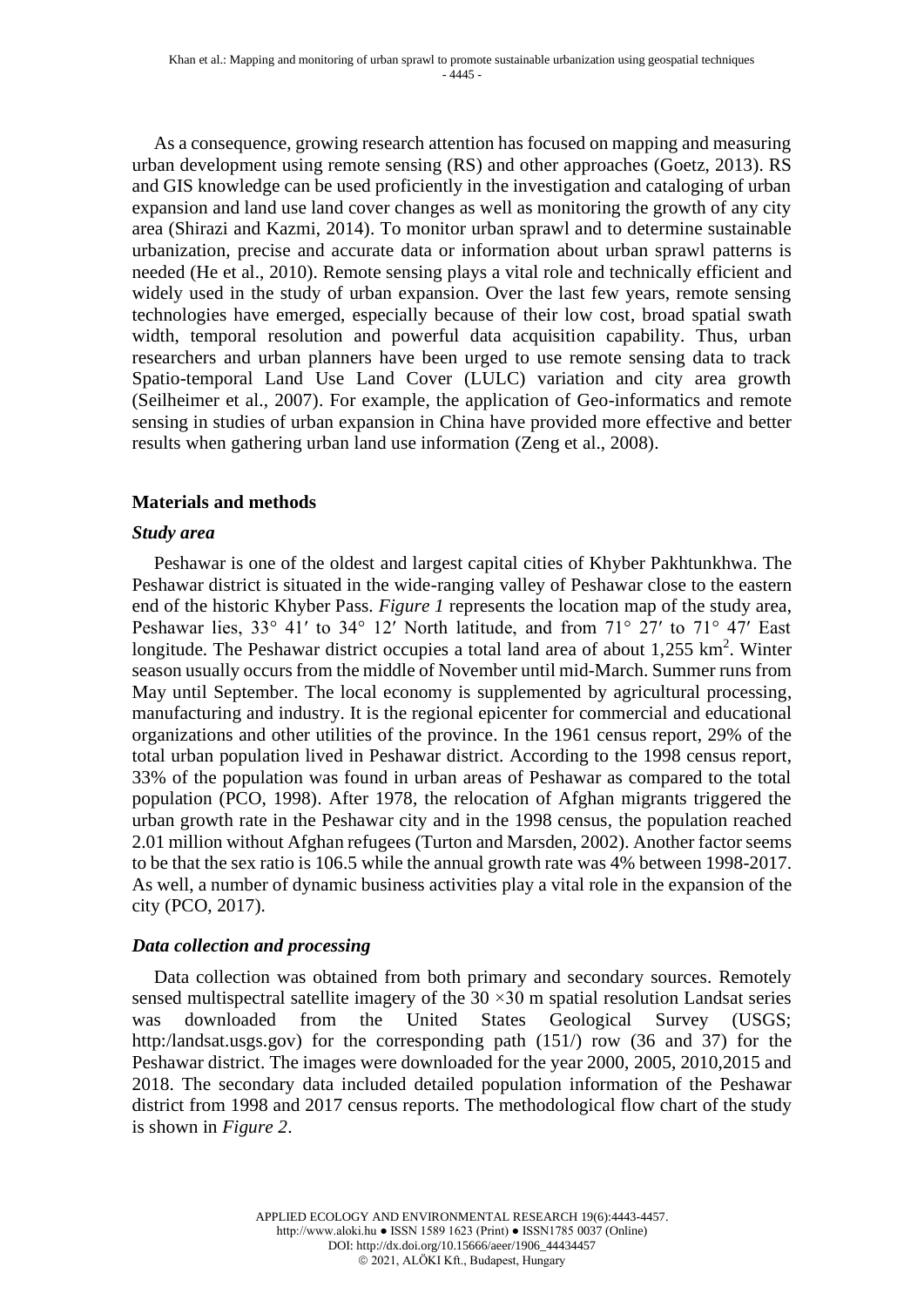As a consequence, growing research attention has focused on mapping and measuring urban development using remote sensing (RS) and other approaches (Goetz, 2013). RS and GIS knowledge can be used proficiently in the investigation and cataloging of urban expansion and land use land cover changes as well as monitoring the growth of any city area (Shirazi and Kazmi, 2014). To monitor urban sprawl and to determine sustainable urbanization, precise and accurate data or information about urban sprawl patterns is needed (He et al., 2010). Remote sensing plays a vital role and technically efficient and widely used in the study of urban expansion. Over the last few years, remote sensing technologies have emerged, especially because of their low cost, broad spatial swath width, temporal resolution and powerful data acquisition capability. Thus, urban researchers and urban planners have been urged to use remote sensing data to track Spatio-temporal Land Use Land Cover (LULC) variation and city area growth (Seilheimer et al., 2007). For example, the application of Geo-informatics and remote sensing in studies of urban expansion in China have provided more effective and better results when gathering urban land use information (Zeng et al., 2008).

## Materials and methods

### *Study area*

Peshawar is one of the oldest and largest capital cities of Khyber Pakhtunkhwa. The Peshawar district is situated in the wide-ranging valley of Peshawar close to the eastern end of the historic Khyber Pass. *Figure 1* represents the location map of the study area, Peshawar lies, 33° 41′ to 34° 12′ North latitude, and from 71° 27′ to 71° 47′ East longitude. The Peshawar district occupies a total land area of about 1,255 km$^2$. Winter season usually occurs from the middle of November until mid-March. Summer runs from May until September. The local economy is supplemented by agricultural processing, manufacturing and industry. It is the regional epicenter for commercial and educational organizations and other utilities of the province. In the 1961 census report, 29% of the total urban population lived in Peshawar district. According to the 1998 census report, 33% of the population was found in urban areas of Peshawar as compared to the total population (PCO, 1998). After 1978, the relocation of Afghan migrants triggered the urban growth rate in the Peshawar city and in the 1998 census, the population reached 2.01 million without Afghan refugees (Turton and Marsden, 2002). Another factor seems to be that the sex ratio is 106.5 while the annual growth rate was 4% between 1998-2017. As well, a number of dynamic business activities play a vital role in the expansion of the city (PCO, 2017).

### *Data collection and processing*

Data collection was obtained from both primary and secondary sources. Remotely sensed multispectral satellite imagery of the 30 ×30 m spatial resolution Landsat series was downloaded from the United States Geological Survey (USGS; http:/landsat.usgs.gov) for the corresponding path (151/) row (36 and 37) for the Peshawar district. The images were downloaded for the year 2000, 2005, 2010,2015 and 2018. The secondary data included detailed population information of the Peshawar district from 1998 and 2017 census reports. The methodological flow chart of the study is shown in *Figure 2*.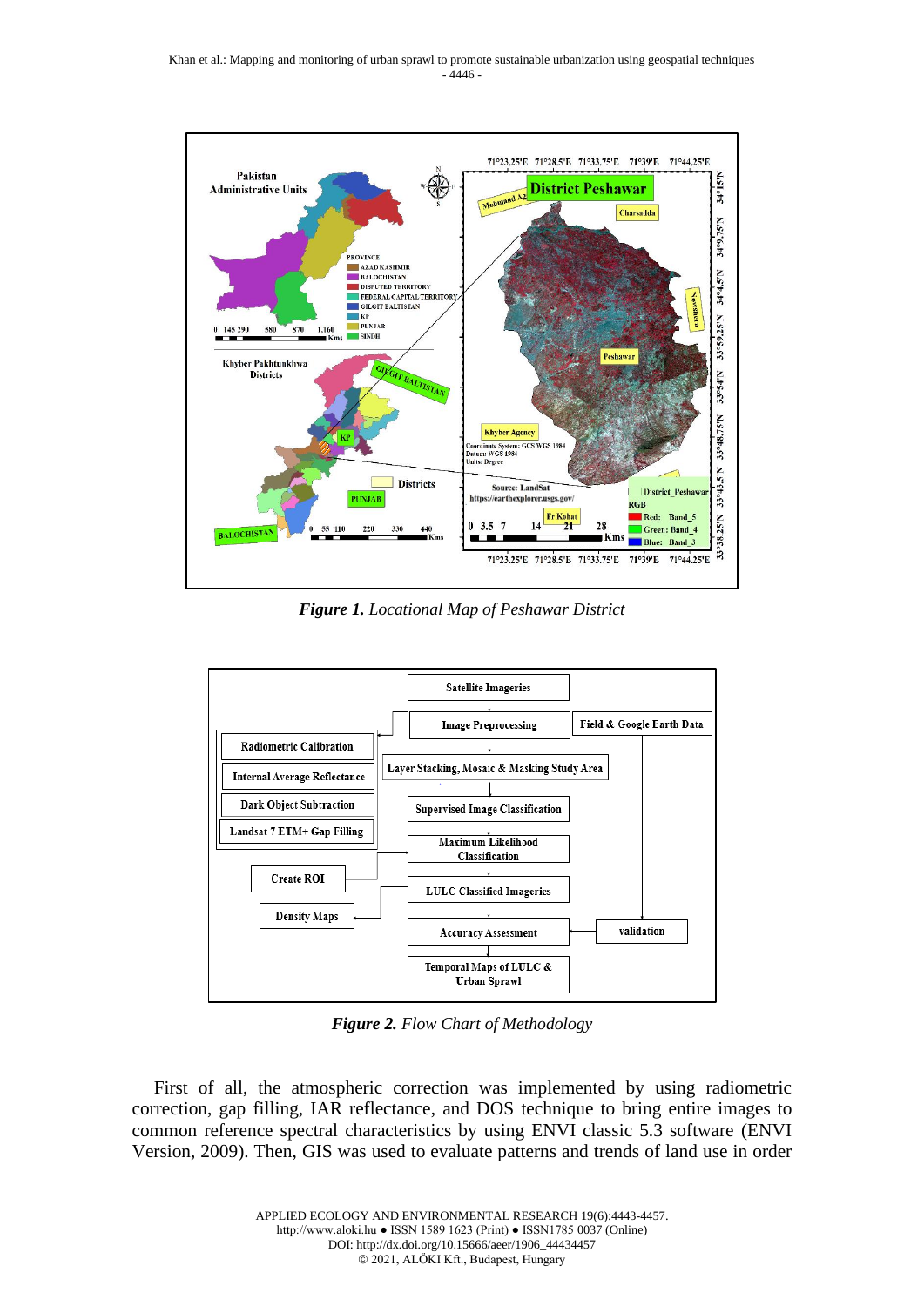*Figure 1. Locational Map of Peshawar District*

*Figure 2. Flow Chart of Methodology*

First of all, the atmospheric correction was implemented by using radiometric correction, gap filling, IAR reflectance, and DOS technique to bring entire images to common reference spectral characteristics by using ENVI classic 5.3 software (ENVI Version, 2009). Then, GIS was used to evaluate patterns and trends of land use in order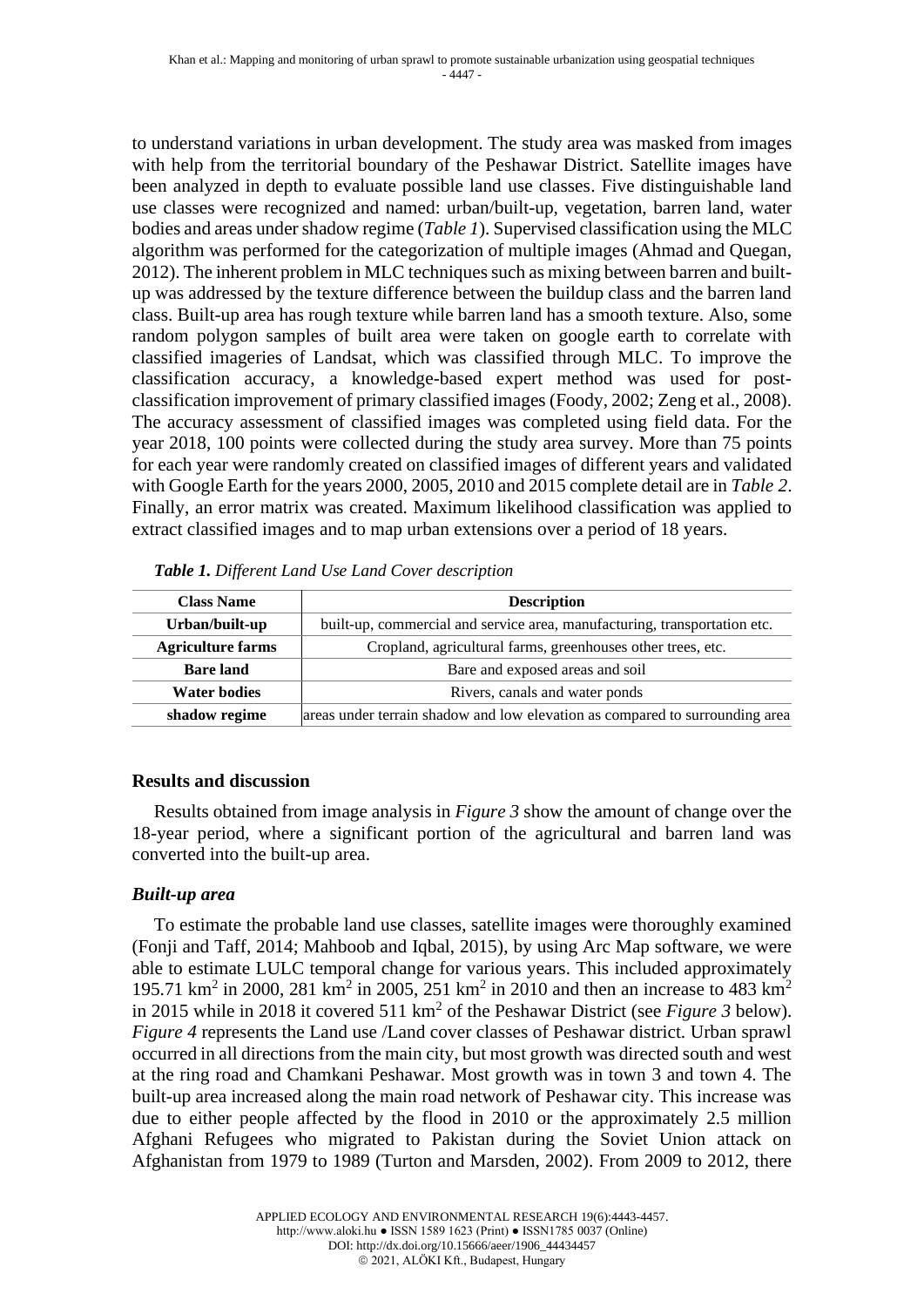to understand variations in urban development. The study area was masked from images with help from the territorial boundary of the Peshawar District. Satellite images have been analyzed in depth to evaluate possible land use classes. Five distinguishable land use classes were recognized and named: urban/built-up, vegetation, barren land, water bodies and areas under shadow regime (*Table 1*). Supervised classification using the MLC algorithm was performed for the categorization of multiple images (Ahmad and Quegan, 2012). The inherent problem in MLC techniques such as mixing between barren and built-up was addressed by the texture difference between the buildup class and the barren land class. Built-up area has rough texture while barren land has a smooth texture. Also, some random polygon samples of built area were taken on google earth to correlate with classified imageries of Landsat, which was classified through MLC. To improve the classification accuracy, a knowledge-based expert method was used for post-classification improvement of primary classified images (Foody, 2002; Zeng et al., 2008). The accuracy assessment of classified images was completed using field data. For the year 2018, 100 points were collected during the study area survey. More than 75 points for each year were randomly created on classified images of different years and validated with Google Earth for the years 2000, 2005, 2010 and 2015 complete detail are in *Table 2*. Finally, an error matrix was created. Maximum likelihood classification was applied to extract classified images and to map urban extensions over a period of 18 years.

***Table 1.*** *Different Land Use Land Cover description*

| Class Name | Description |
|---|---|
| **Urban/built-up** | built-up, commercial and service area, manufacturing, transportation etc. |
| **Agriculture farms** | Cropland, agricultural farms, greenhouses other trees, etc. |
| **Bare land** | Bare and exposed areas and soil |
| **Water bodies** | Rivers, canals and water ponds |
| **shadow regime** | areas under terrain shadow and low elevation as compared to surrounding area |

## Results and discussion

Results obtained from image analysis in *Figure 3* show the amount of change over the 18-year period, where a significant portion of the agricultural and barren land was converted into the built-up area.

### *Built-up area*

To estimate the probable land use classes, satellite images were thoroughly examined (Fonji and Taff, 2014; Mahboob and Iqbal, 2015), by using Arc Map software, we were able to estimate LULC temporal change for various years. This included approximately 195.71 km$^2$ in 2000, 281 km$^2$ in 2005, 251 km$^2$ in 2010 and then an increase to 483 km$^2$ in 2015 while in 2018 it covered 511 km$^2$ of the Peshawar District (see *Figure 3* below). *Figure 4* represents the Land use /Land cover classes of Peshawar district. Urban sprawl occurred in all directions from the main city, but most growth was directed south and west at the ring road and Chamkani Peshawar. Most growth was in town 3 and town 4. The built-up area increased along the main road network of Peshawar city. This increase was due to either people affected by the flood in 2010 or the approximately 2.5 million Afghani Refugees who migrated to Pakistan during the Soviet Union attack on Afghanistan from 1979 to 1989 (Turton and Marsden, 2002). From 2009 to 2012, there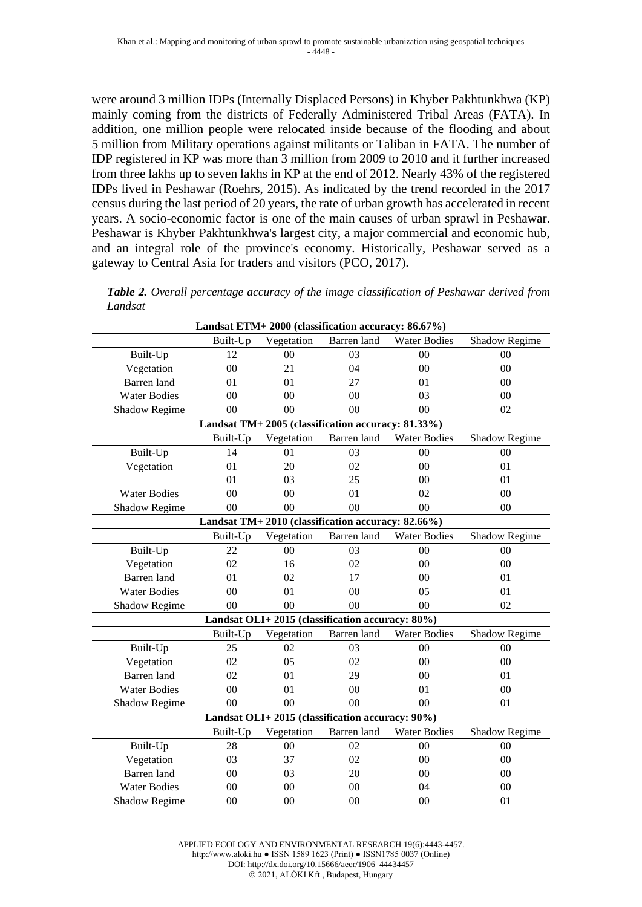were around 3 million IDPs (Internally Displaced Persons) in Khyber Pakhtunkhwa (KP) mainly coming from the districts of Federally Administered Tribal Areas (FATA). In addition, one million people were relocated inside because of the flooding and about 5 million from Military operations against militants or Taliban in FATA. The number of IDP registered in KP was more than 3 million from 2009 to 2010 and it further increased from three lakhs up to seven lakhs in KP at the end of 2012. Nearly 43% of the registered IDPs lived in Peshawar (Roehrs, 2015). As indicated by the trend recorded in the 2017 census during the last period of 20 years, the rate of urban growth has accelerated in recent years. A socio-economic factor is one of the main causes of urban sprawl in Peshawar. Peshawar is Khyber Pakhtunkhwa's largest city, a major commercial and economic hub, and an integral role of the province's economy. Historically, Peshawar served as a gateway to Central Asia for traders and visitors (PCO, 2017).

***Table 2.*** *Overall percentage accuracy of the image classification of Peshawar derived from Landsat*

| **Landsat ETM+ 2000 (classification accuracy: 86.67%)** | | | | | |
|---|---|---|---|---|---|
| | Built-Up | Vegetation | Barren land | Water Bodies | Shadow Regime |
| Built-Up | 12 | 00 | 03 | 00 | 00 |
| Vegetation | 00 | 21 | 04 | 00 | 00 |
| Barren land | 01 | 01 | 27 | 01 | 00 |
| Water Bodies | 00 | 00 | 00 | 03 | 00 |
| Shadow Regime | 00 | 00 | 00 | 00 | 02 |
| **Landsat TM+ 2005 (classification accuracy: 81.33%)** | | | | | |
| | Built-Up | Vegetation | Barren land | Water Bodies | Shadow Regime |
| Built-Up | 14 | 01 | 03 | 00 | 00 |
| Vegetation | 01 | 20 | 02 | 00 | 01 |
| | 01 | 03 | 25 | 00 | 01 |
| Water Bodies | 00 | 00 | 01 | 02 | 00 |
| Shadow Regime | 00 | 00 | 00 | 00 | 00 |
| **Landsat TM+ 2010 (classification accuracy: 82.66%)** | | | | | |
| | Built-Up | Vegetation | Barren land | Water Bodies | Shadow Regime |
| Built-Up | 22 | 00 | 03 | 00 | 00 |
| Vegetation | 02 | 16 | 02 | 00 | 00 |
| Barren land | 01 | 02 | 17 | 00 | 01 |
| Water Bodies | 00 | 01 | 00 | 05 | 01 |
| Shadow Regime | 00 | 00 | 00 | 00 | 02 |
| **Landsat OLI+ 2015 (classification accuracy: 80%)** | | | | | |
| | Built-Up | Vegetation | Barren land | Water Bodies | Shadow Regime |
| Built-Up | 25 | 02 | 03 | 00 | 00 |
| Vegetation | 02 | 05 | 02 | 00 | 00 |
| Barren land | 02 | 01 | 29 | 00 | 01 |
| Water Bodies | 00 | 01 | 00 | 01 | 00 |
| Shadow Regime | 00 | 00 | 00 | 00 | 01 |
| **Landsat OLI+ 2015 (classification accuracy: 90%)** | | | | | |
| | Built-Up | Vegetation | Barren land | Water Bodies | Shadow Regime |
| Built-Up | 28 | 00 | 02 | 00 | 00 |
| Vegetation | 03 | 37 | 02 | 00 | 00 |
| Barren land | 00 | 03 | 20 | 00 | 00 |
| Water Bodies | 00 | 00 | 00 | 04 | 00 |
| Shadow Regime | 00 | 00 | 00 | 00 | 01 |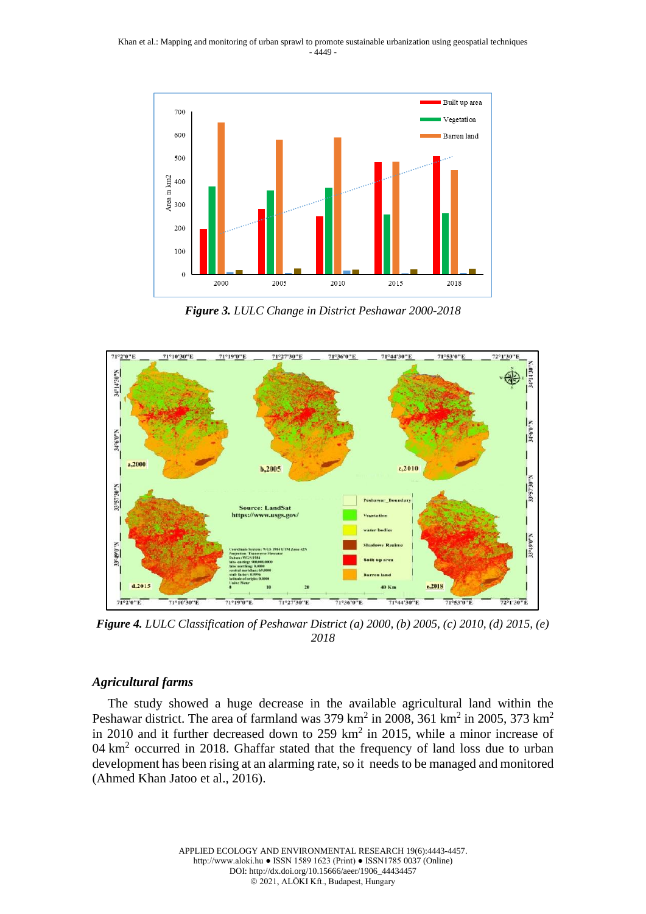*Figure 3. LULC Change in District Peshawar 2000-2018*

*Figure 4. LULC Classification of Peshawar District (a) 2000, (b) 2005, (c) 2010, (d) 2015, (e) 2018*

### *Agricultural farms*

The study showed a huge decrease in the available agricultural land within the Peshawar district. The area of farmland was 379 km$^2$ in 2008, 361 km$^2$ in 2005, 373 km$^2$ in 2010 and it further decreased down to 259 km$^2$ in 2015, while a minor increase of 04 km$^2$ occurred in 2018. Ghaffar stated that the frequency of land loss due to urban development has been rising at an alarming rate, so it needs to be managed and monitored (Ahmed Khan Jatoo et al., 2016).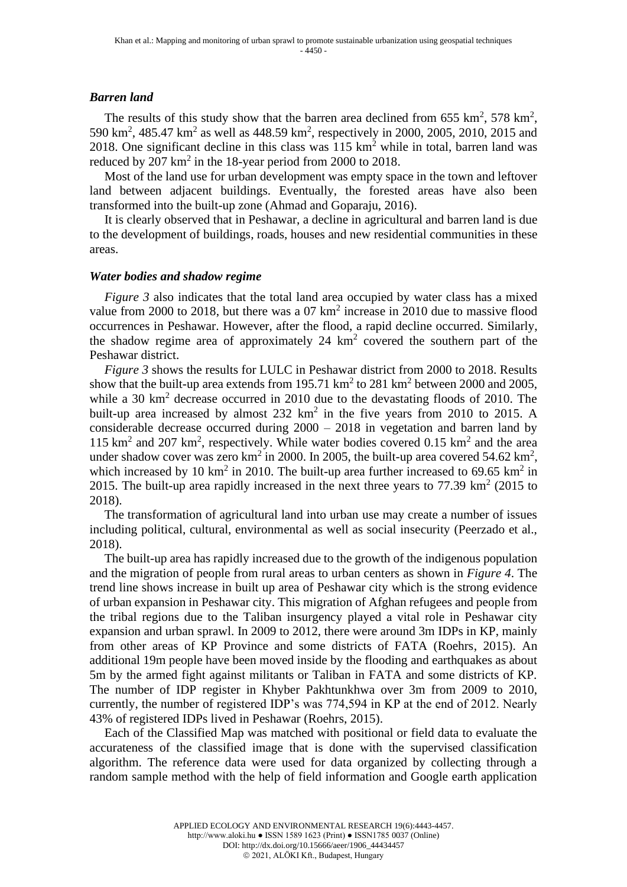### *Barren land*

The results of this study show that the barren area declined from 655 $km^2$, 578 $km^2$, 590 $km^2$, 485.47 $km^2$ as well as 448.59 $km^2$, respectively in 2000, 2005, 2010, 2015 and 2018. One significant decline in this class was 115 $km^2$ while in total, barren land was reduced by 207 $km^2$ in the 18-year period from 2000 to 2018.

Most of the land use for urban development was empty space in the town and leftover land between adjacent buildings. Eventually, the forested areas have also been transformed into the built-up zone (Ahmad and Goparaju, 2016).

It is clearly observed that in Peshawar, a decline in agricultural and barren land is due to the development of buildings, roads, houses and new residential communities in these areas.

### *Water bodies and shadow regime*

*Figure 3* also indicates that the total land area occupied by water class has a mixed value from 2000 to 2018, but there was a 07 $km^2$ increase in 2010 due to massive flood occurrences in Peshawar. However, after the flood, a rapid decline occurred. Similarly, the shadow regime area of approximately 24 $km^2$ covered the southern part of the Peshawar district.

*Figure 3* shows the results for LULC in Peshawar district from 2000 to 2018. Results show that the built-up area extends from 195.71 $km^2$ to 281 $km^2$ between 2000 and 2005, while a 30 $km^2$ decrease occurred in 2010 due to the devastating floods of 2010. The built-up area increased by almost 232 $km^2$ in the five years from 2010 to 2015. A considerable decrease occurred during 2000 – 2018 in vegetation and barren land by 115 $km^2$ and 207 $km^2$, respectively. While water bodies covered 0.15 $km^2$ and the area under shadow cover was zero $km^2$ in 2000. In 2005, the built-up area covered 54.62 $km^2$, which increased by 10 $km^2$ in 2010. The built-up area further increased to 69.65 $km^2$ in 2015. The built-up area rapidly increased in the next three years to 77.39 $km^2$ (2015 to 2018).

The transformation of agricultural land into urban use may create a number of issues including political, cultural, environmental as well as social insecurity (Peerzado et al., 2018).

The built-up area has rapidly increased due to the growth of the indigenous population and the migration of people from rural areas to urban centers as shown in *Figure 4*. The trend line shows increase in built up area of Peshawar city which is the strong evidence of urban expansion in Peshawar city. This migration of Afghan refugees and people from the tribal regions due to the Taliban insurgency played a vital role in Peshawar city expansion and urban sprawl. In 2009 to 2012, there were around 3m IDPs in KP, mainly from other areas of KP Province and some districts of FATA (Roehrs, 2015). An additional 19m people have been moved inside by the flooding and earthquakes as about 5m by the armed fight against militants or Taliban in FATA and some districts of KP. The number of IDP register in Khyber Pakhtunkhwa over 3m from 2009 to 2010, currently, the number of registered IDP's was 774,594 in KP at the end of 2012. Nearly 43% of registered IDPs lived in Peshawar (Roehrs, 2015).

Each of the Classified Map was matched with positional or field data to evaluate the accurateness of the classified image that is done with the supervised classification algorithm. The reference data were used for data organized by collecting through a random sample method with the help of field information and Google earth application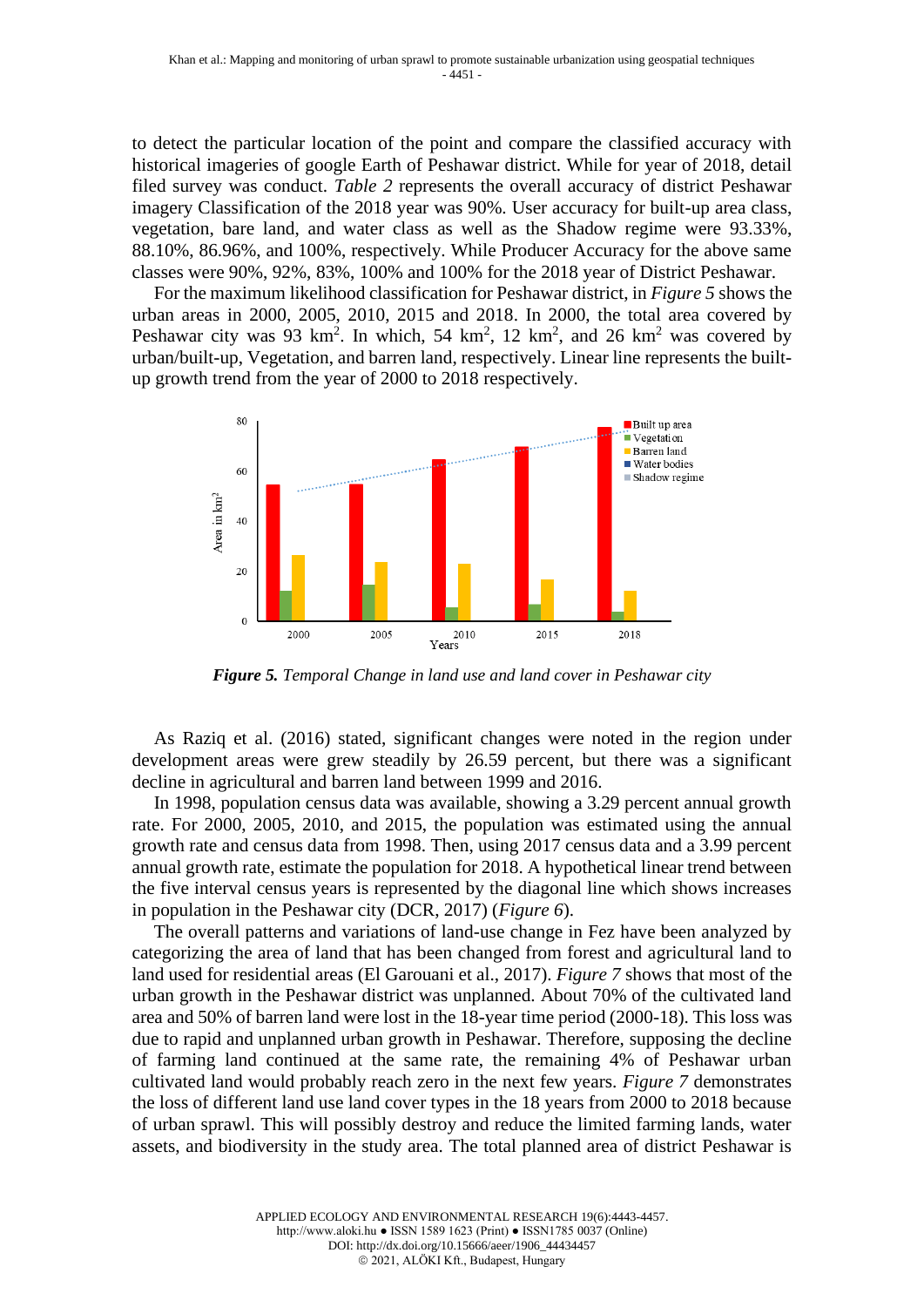to detect the particular location of the point and compare the classified accuracy with historical imageries of google Earth of Peshawar district. While for year of 2018, detail filed survey was conduct. *Table 2* represents the overall accuracy of district Peshawar imagery Classification of the 2018 year was 90%. User accuracy for built-up area class, vegetation, bare land, and water class as well as the Shadow regime were 93.33%, 88.10%, 86.96%, and 100%, respectively. While Producer Accuracy for the above same classes were 90%, 92%, 83%, 100% and 100% for the 2018 year of District Peshawar.

For the maximum likelihood classification for Peshawar district, in *Figure 5* shows the urban areas in 2000, 2005, 2010, 2015 and 2018. In 2000, the total area covered by Peshawar city was 93 km$^2$. In which, 54 km$^2$, 12 km$^2$, and 26 km$^2$ was covered by urban/built-up, Vegetation, and barren land, respectively. Linear line represents the built-up growth trend from the year of 2000 to 2018 respectively.

***Figure 5.*** *Temporal Change in land use and land cover in Peshawar city*

As Raziq et al. (2016) stated, significant changes were noted in the region under development areas were grew steadily by 26.59 percent, but there was a significant decline in agricultural and barren land between 1999 and 2016.

In 1998, population census data was available, showing a 3.29 percent annual growth rate. For 2000, 2005, 2010, and 2015, the population was estimated using the annual growth rate and census data from 1998. Then, using 2017 census data and a 3.99 percent annual growth rate, estimate the population for 2018. A hypothetical linear trend between the five interval census years is represented by the diagonal line which shows increases in population in the Peshawar city (DCR, 2017) (*Figure 6*).

The overall patterns and variations of land-use change in Fez have been analyzed by categorizing the area of land that has been changed from forest and agricultural land to land used for residential areas (El Garouani et al., 2017). *Figure 7* shows that most of the urban growth in the Peshawar district was unplanned. About 70% of the cultivated land area and 50% of barren land were lost in the 18-year time period (2000-18). This loss was due to rapid and unplanned urban growth in Peshawar. Therefore, supposing the decline of farming land continued at the same rate, the remaining 4% of Peshawar urban cultivated land would probably reach zero in the next few years. *Figure 7* demonstrates the loss of different land use land cover types in the 18 years from 2000 to 2018 because of urban sprawl. This will possibly destroy and reduce the limited farming lands, water assets, and biodiversity in the study area. The total planned area of district Peshawar is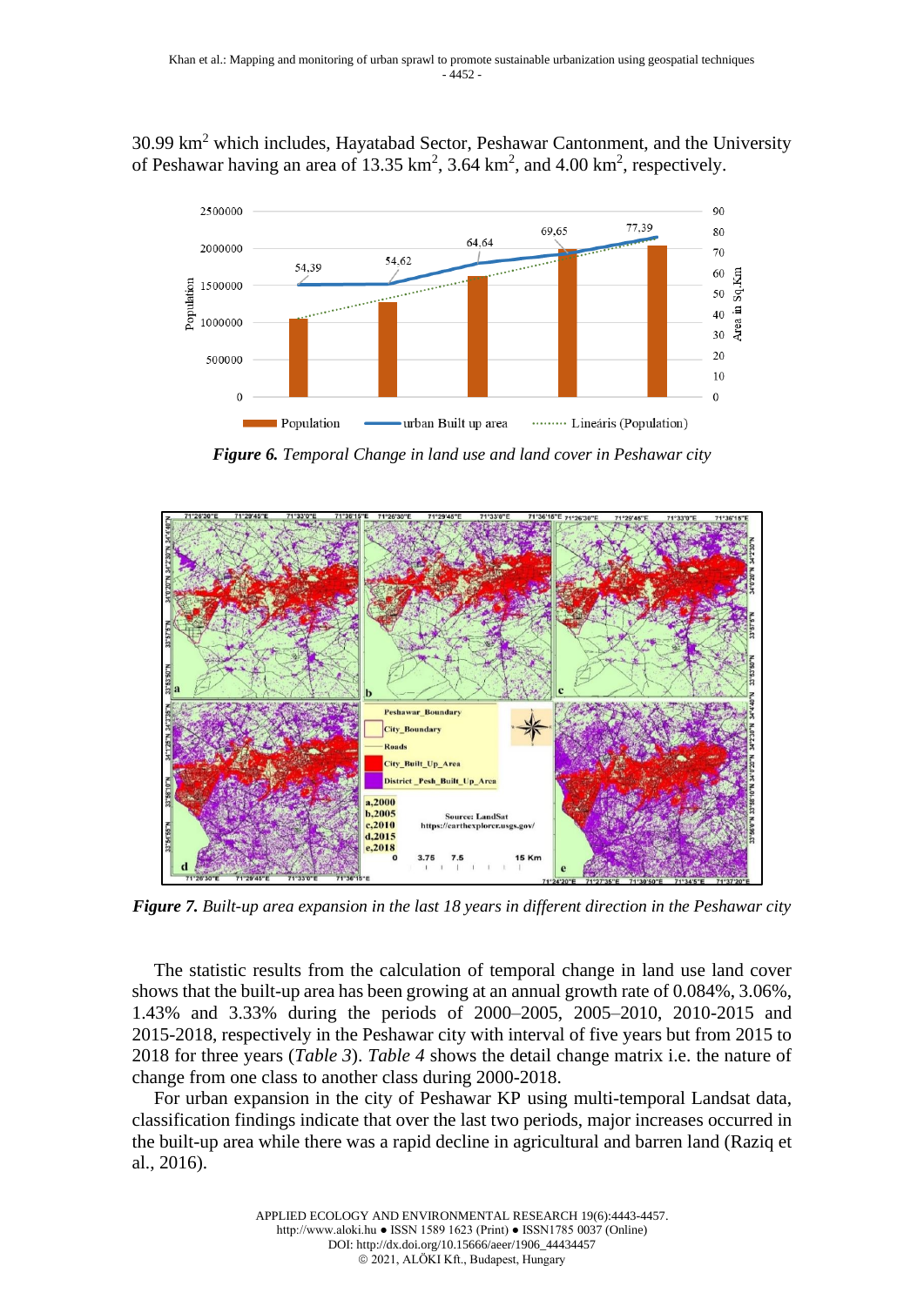30.99 $km^2$ which includes, Hayatabad Sector, Peshawar Cantonment, and the University of Peshawar having an area of 13.35 $km^2$, 3.64 $km^2$, and 4.00 $km^2$, respectively.

***Figure 6.*** *Temporal Change in land use and land cover in Peshawar city*

***Figure 7.*** *Built-up area expansion in the last 18 years in different direction in the Peshawar city*

The statistic results from the calculation of temporal change in land use land cover shows that the built-up area has been growing at an annual growth rate of 0.084%, 3.06%, 1.43% and 3.33% during the periods of 2000–2005, 2005–2010, 2010-2015 and 2015-2018, respectively in the Peshawar city with interval of five years but from 2015 to 2018 for three years (*Table 3*). *Table 4* shows the detail change matrix i.e. the nature of change from one class to another class during 2000-2018.

For urban expansion in the city of Peshawar KP using multi-temporal Landsat data, classification findings indicate that over the last two periods, major increases occurred in the built-up area while there was a rapid decline in agricultural and barren land (Raziq et al., 2016).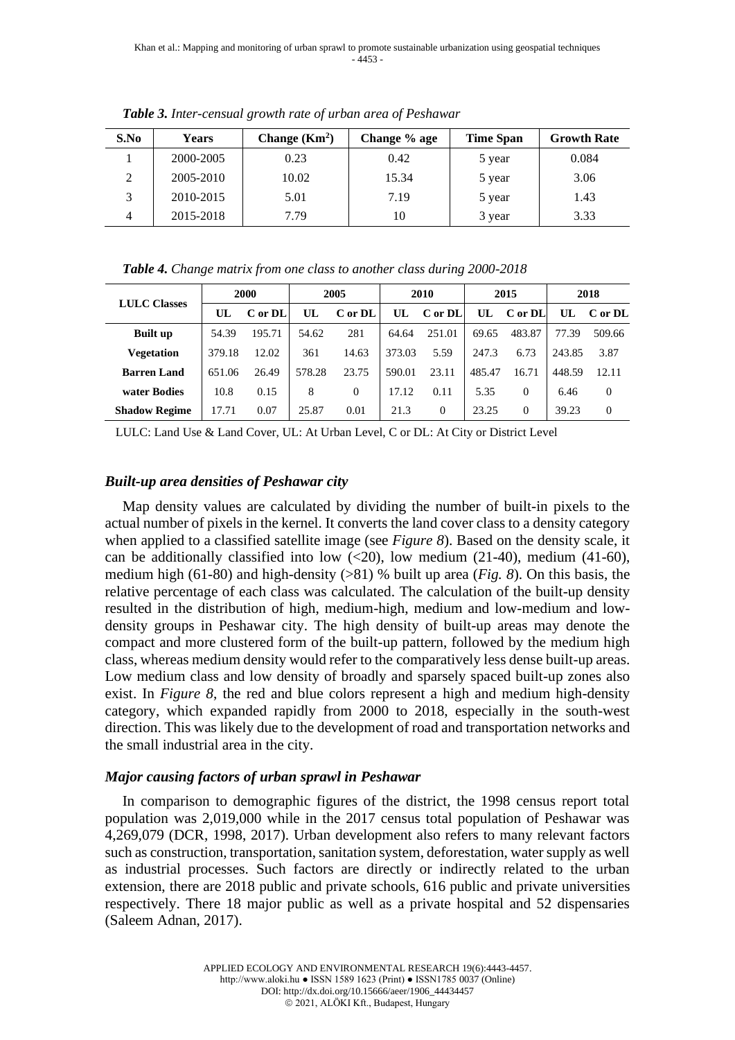*Table 3. Inter-censual growth rate of urban area of Peshawar*

| S.No | Years | Change (Km$^2$) | Change % age | Time Span | Growth Rate |
|---|---|---|---|---|---|
| 1 | 2000-2005 | 0.23 | 0.42 | 5 year | 0.084 |
| 2 | 2005-2010 | 10.02 | 15.34 | 5 year | 3.06 |
| 3 | 2010-2015 | 5.01 | 7.19 | 5 year | 1.43 |
| 4 | 2015-2018 | 7.79 | 10 | 3 year | 3.33 |

*Table 4. Change matrix from one class to another class during 2000-2018*

| LULC Classes | 2000 | | 2005 | | 2010 | | 2015 | | 2018 | |
|---|---|---|---|---|---|---|---|---|---|---|
| | UL | C or DL | UL | C or DL | UL | C or DL | UL | C or DL | UL | C or DL |
| Built up | 54.39 | 195.71 | 54.62 | 281 | 64.64 | 251.01 | 69.65 | 483.87 | 77.39 | 509.66 |
| Vegetation | 379.18 | 12.02 | 361 | 14.63 | 373.03 | 5.59 | 247.3 | 6.73 | 243.85 | 3.87 |
| Barren Land | 651.06 | 26.49 | 578.28 | 23.75 | 590.01 | 23.11 | 485.47 | 16.71 | 448.59 | 12.11 |
| water Bodies | 10.8 | 0.15 | 8 | 0 | 17.12 | 0.11 | 5.35 | 0 | 6.46 | 0 |
| Shadow Regime | 17.71 | 0.07 | 25.87 | 0.01 | 21.3 | 0 | 23.25 | 0 | 39.23 | 0 |

LULC: Land Use & Land Cover, UL: At Urban Level, C or DL: At City or District Level

### *Built-up area densities of Peshawar city*

Map density values are calculated by dividing the number of built-in pixels to the actual number of pixels in the kernel. It converts the land cover class to a density category when applied to a classified satellite image (see *Figure 8*). Based on the density scale, it can be additionally classified into low (<20), low medium (21-40), medium (41-60), medium high (61-80) and high-density (>81) % built up area (*Fig. 8*). On this basis, the relative percentage of each class was calculated. The calculation of the built-up density resulted in the distribution of high, medium-high, medium and low-medium and low-density groups in Peshawar city. The high density of built-up areas may denote the compact and more clustered form of the built-up pattern, followed by the medium high class, whereas medium density would refer to the comparatively less dense built-up areas. Low medium class and low density of broadly and sparsely spaced built-up zones also exist. In *Figure 8*, the red and blue colors represent a high and medium high-density category, which expanded rapidly from 2000 to 2018, especially in the south-west direction. This was likely due to the development of road and transportation networks and the small industrial area in the city.

### *Major causing factors of urban sprawl in Peshawar*

In comparison to demographic figures of the district, the 1998 census report total population was 2,019,000 while in the 2017 census total population of Peshawar was 4,269,079 (DCR, 1998, 2017). Urban development also refers to many relevant factors such as construction, transportation, sanitation system, deforestation, water supply as well as industrial processes. Such factors are directly or indirectly related to the urban extension, there are 2018 public and private schools, 616 public and private universities respectively. There 18 major public as well as a private hospital and 52 dispensaries (Saleem Adnan, 2017).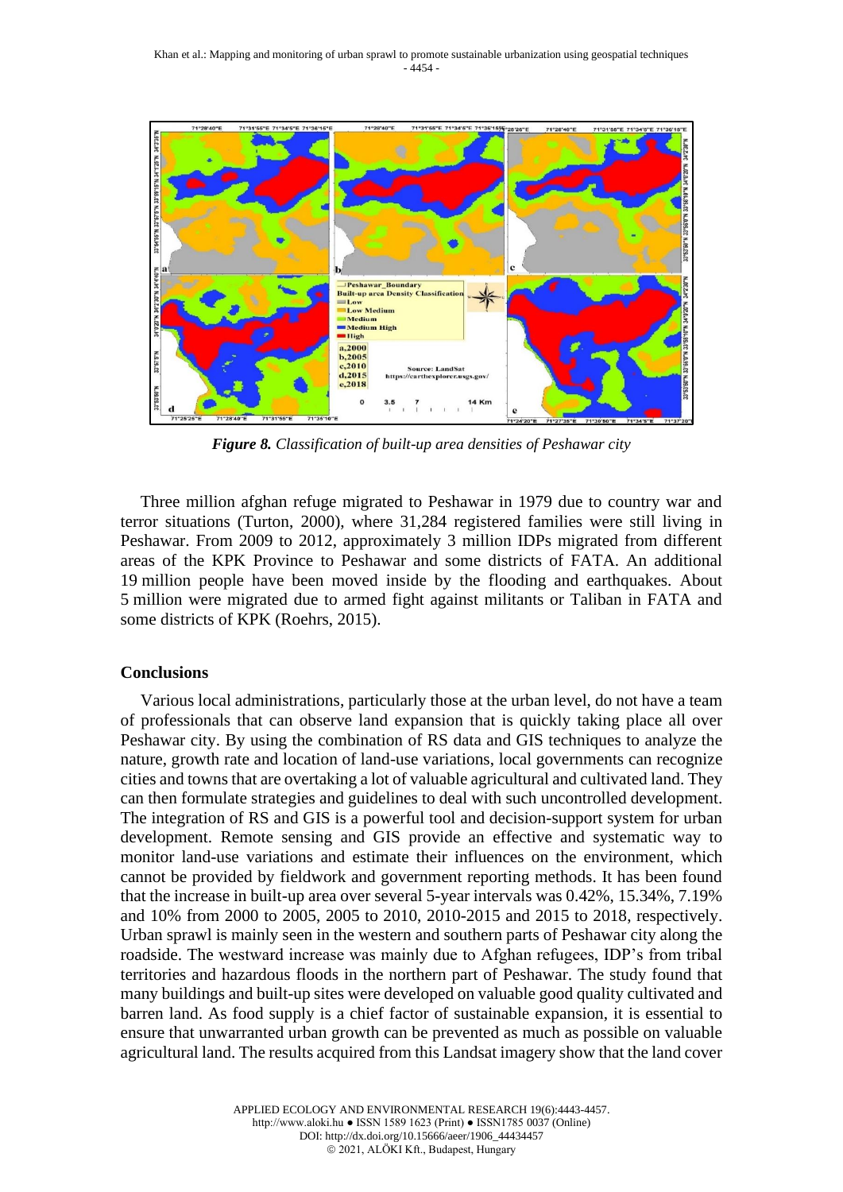*Figure 8. Classification of built-up area densities of Peshawar city*

Three million afghan refuge migrated to Peshawar in 1979 due to country war and terror situations (Turton, 2000), where 31,284 registered families were still living in Peshawar. From 2009 to 2012, approximately 3 million IDPs migrated from different areas of the KPK Province to Peshawar and some districts of FATA. An additional 19 million people have been moved inside by the flooding and earthquakes. About 5 million were migrated due to armed fight against militants or Taliban in FATA and some districts of KPK (Roehrs, 2015).

## Conclusions

Various local administrations, particularly those at the urban level, do not have a team of professionals that can observe land expansion that is quickly taking place all over Peshawar city. By using the combination of RS data and GIS techniques to analyze the nature, growth rate and location of land-use variations, local governments can recognize cities and towns that are overtaking a lot of valuable agricultural and cultivated land. They can then formulate strategies and guidelines to deal with such uncontrolled development. The integration of RS and GIS is a powerful tool and decision-support system for urban development. Remote sensing and GIS provide an effective and systematic way to monitor land-use variations and estimate their influences on the environment, which cannot be provided by fieldwork and government reporting methods. It has been found that the increase in built-up area over several 5-year intervals was 0.42%, 15.34%, 7.19% and 10% from 2000 to 2005, 2005 to 2010, 2010-2015 and 2015 to 2018, respectively. Urban sprawl is mainly seen in the western and southern parts of Peshawar city along the roadside. The westward increase was mainly due to Afghan refugees, IDP's from tribal territories and hazardous floods in the northern part of Peshawar. The study found that many buildings and built-up sites were developed on valuable good quality cultivated and barren land. As food supply is a chief factor of sustainable expansion, it is essential to ensure that unwarranted urban growth can be prevented as much as possible on valuable agricultural land. The results acquired from this Landsat imagery show that the land cover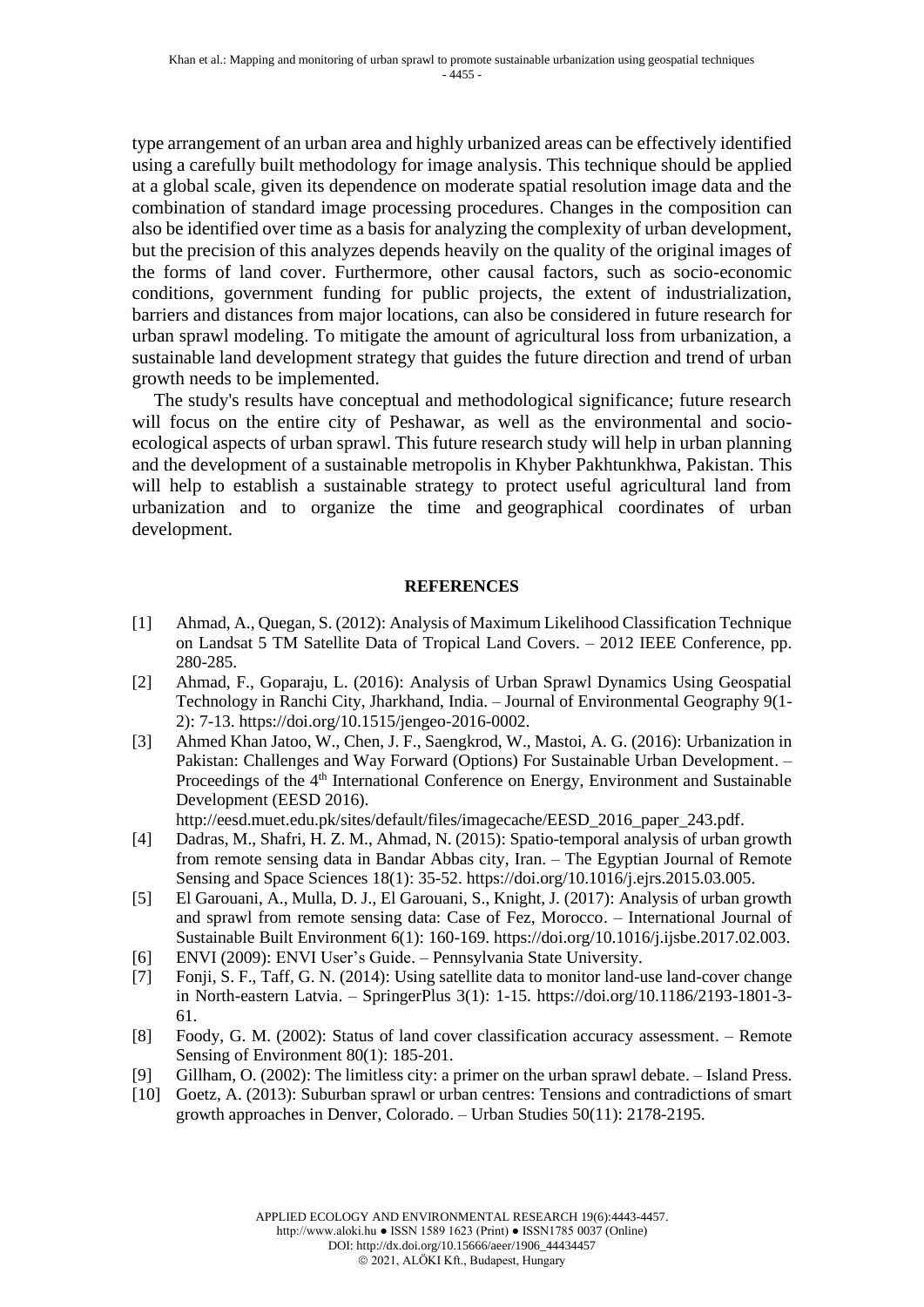type arrangement of an urban area and highly urbanized areas can be effectively identified using a carefully built methodology for image analysis. This technique should be applied at a global scale, given its dependence on moderate spatial resolution image data and the combination of standard image processing procedures. Changes in the composition can also be identified over time as a basis for analyzing the complexity of urban development, but the precision of this analyzes depends heavily on the quality of the original images of the forms of land cover. Furthermore, other causal factors, such as socio-economic conditions, government funding for public projects, the extent of industrialization, barriers and distances from major locations, can also be considered in future research for urban sprawl modeling. To mitigate the amount of agricultural loss from urbanization, a sustainable land development strategy that guides the future direction and trend of urban growth needs to be implemented.

The study's results have conceptual and methodological significance; future research will focus on the entire city of Peshawar, as well as the environmental and socio-ecological aspects of urban sprawl. This future research study will help in urban planning and the development of a sustainable metropolis in Khyber Pakhtunkhwa, Pakistan. This will help to establish a sustainable strategy to protect useful agricultural land from urbanization and to organize the time and geographical coordinates of urban development.

## REFERENCES

[1] Ahmad, A., Quegan, S. (2012): Analysis of Maximum Likelihood Classification Technique on Landsat 5 TM Satellite Data of Tropical Land Covers. – 2012 IEEE Conference, pp. 280-285.

[2] Ahmad, F., Goparaju, L. (2016): Analysis of Urban Sprawl Dynamics Using Geospatial Technology in Ranchi City, Jharkhand, India. – Journal of Environmental Geography 9(1-2): 7-13. https://doi.org/10.1515/jengeo-2016-0002.

[3] Ahmed Khan Jatoo, W., Chen, J. F., Saengkrod, W., Mastoi, A. G. (2016): Urbanization in Pakistan: Challenges and Way Forward (Options) For Sustainable Urban Development. – Proceedings of the 4th International Conference on Energy, Environment and Sustainable Development (EESD 2016). http://eesd.muet.edu.pk/sites/default/files/imagecache/EESD_2016_paper_243.pdf.

[4] Dadras, M., Shafri, H. Z. M., Ahmad, N. (2015): Spatio-temporal analysis of urban growth from remote sensing data in Bandar Abbas city, Iran. – The Egyptian Journal of Remote Sensing and Space Sciences 18(1): 35-52. https://doi.org/10.1016/j.ejrs.2015.03.005.

[5] El Garouani, A., Mulla, D. J., El Garouani, S., Knight, J. (2017): Analysis of urban growth and sprawl from remote sensing data: Case of Fez, Morocco. – International Journal of Sustainable Built Environment 6(1): 160-169. https://doi.org/10.1016/j.ijsbe.2017.02.003.

[6] ENVI (2009): ENVI User's Guide. – Pennsylvania State University.

[7] Fonji, S. F., Taff, G. N. (2014): Using satellite data to monitor land-use land-cover change in North-eastern Latvia. – SpringerPlus 3(1): 1-15. https://doi.org/10.1186/2193-1801-3-61.

[8] Foody, G. M. (2002): Status of land cover classification accuracy assessment. – Remote Sensing of Environment 80(1): 185-201.

[9] Gillham, O. (2002): The limitless city: a primer on the urban sprawl debate. – Island Press.

[10] Goetz, A. (2013): Suburban sprawl or urban centres: Tensions and contradictions of smart growth approaches in Denver, Colorado. – Urban Studies 50(11): 2178-2195.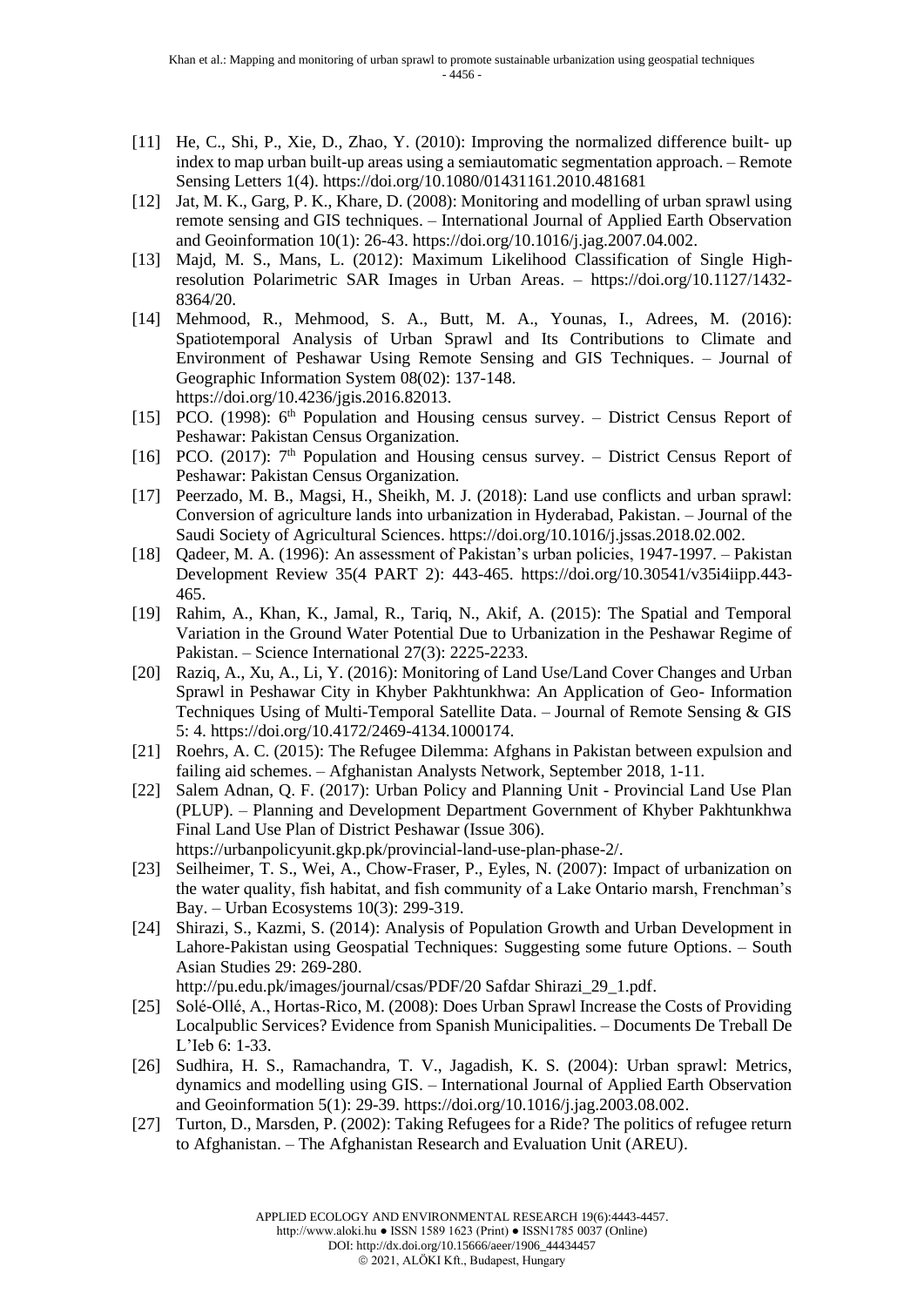- [11] He, C., Shi, P., Xie, D., Zhao, Y. (2010): Improving the normalized difference built- up index to map urban built-up areas using a semiautomatic segmentation approach. – Remote Sensing Letters 1(4). https://doi.org/10.1080/01431161.2010.481681
- [12] Jat, M. K., Garg, P. K., Khare, D. (2008): Monitoring and modelling of urban sprawl using remote sensing and GIS techniques. – International Journal of Applied Earth Observation and Geoinformation 10(1): 26-43. https://doi.org/10.1016/j.jag.2007.04.002.
- [13] Majd, M. S., Mans, L. (2012): Maximum Likelihood Classification of Single High-resolution Polarimetric SAR Images in Urban Areas. – https://doi.org/10.1127/1432-8364/20.
- [14] Mehmood, R., Mehmood, S. A., Butt, M. A., Younas, I., Adrees, M. (2016): Spatiotemporal Analysis of Urban Sprawl and Its Contributions to Climate and Environment of Peshawar Using Remote Sensing and GIS Techniques. – Journal of Geographic Information System 08(02): 137-148. https://doi.org/10.4236/jgis.2016.82013.
- [15] PCO. (1998): 6th Population and Housing census survey. – District Census Report of Peshawar: Pakistan Census Organization.
- [16] PCO. (2017): 7th Population and Housing census survey. – District Census Report of Peshawar: Pakistan Census Organization.
- [17] Peerzado, M. B., Magsi, H., Sheikh, M. J. (2018): Land use conflicts and urban sprawl: Conversion of agriculture lands into urbanization in Hyderabad, Pakistan. – Journal of the Saudi Society of Agricultural Sciences. https://doi.org/10.1016/j.jssas.2018.02.002.
- [18] Qadeer, M. A. (1996): An assessment of Pakistan's urban policies, 1947-1997. – Pakistan Development Review 35(4 PART 2): 443-465. https://doi.org/10.30541/v35i4iipp.443-465.
- [19] Rahim, A., Khan, K., Jamal, R., Tariq, N., Akif, A. (2015): The Spatial and Temporal Variation in the Ground Water Potential Due to Urbanization in the Peshawar Regime of Pakistan. – Science International 27(3): 2225-2233.
- [20] Raziq, A., Xu, A., Li, Y. (2016): Monitoring of Land Use/Land Cover Changes and Urban Sprawl in Peshawar City in Khyber Pakhtunkhwa: An Application of Geo- Information Techniques Using of Multi-Temporal Satellite Data. – Journal of Remote Sensing & GIS 5: 4. https://doi.org/10.4172/2469-4134.1000174.
- [21] Roehrs, A. C. (2015): The Refugee Dilemma: Afghans in Pakistan between expulsion and failing aid schemes. – Afghanistan Analysts Network, September 2018, 1-11.
- [22] Salem Adnan, Q. F. (2017): Urban Policy and Planning Unit - Provincial Land Use Plan (PLUP). – Planning and Development Department Government of Khyber Pakhtunkhwa Final Land Use Plan of District Peshawar (Issue 306). https://urbanpolicyunit.gkp.pk/provincial-land-use-plan-phase-2/.
- [23] Seilheimer, T. S., Wei, A., Chow-Fraser, P., Eyles, N. (2007): Impact of urbanization on the water quality, fish habitat, and fish community of a Lake Ontario marsh, Frenchman's Bay. – Urban Ecosystems 10(3): 299-319.
- [24] Shirazi, S., Kazmi, S. (2014): Analysis of Population Growth and Urban Development in Lahore-Pakistan using Geospatial Techniques: Suggesting some future Options. – South Asian Studies 29: 269-280. http://pu.edu.pk/images/journal/csas/PDF/20 Safdar Shirazi_29_1.pdf.
- [25] Solé-Ollé, A., Hortas-Rico, M. (2008): Does Urban Sprawl Increase the Costs of Providing Localpublic Services? Evidence from Spanish Municipalities. – Documents De Treball De L'Ieb 6: 1-33.
- [26] Sudhira, H. S., Ramachandra, T. V., Jagadish, K. S. (2004): Urban sprawl: Metrics, dynamics and modelling using GIS. – International Journal of Applied Earth Observation and Geoinformation 5(1): 29-39. https://doi.org/10.1016/j.jag.2003.08.002.
- [27] Turton, D., Marsden, P. (2002): Taking Refugees for a Ride? The politics of refugee return to Afghanistan. – The Afghanistan Research and Evaluation Unit (AREU).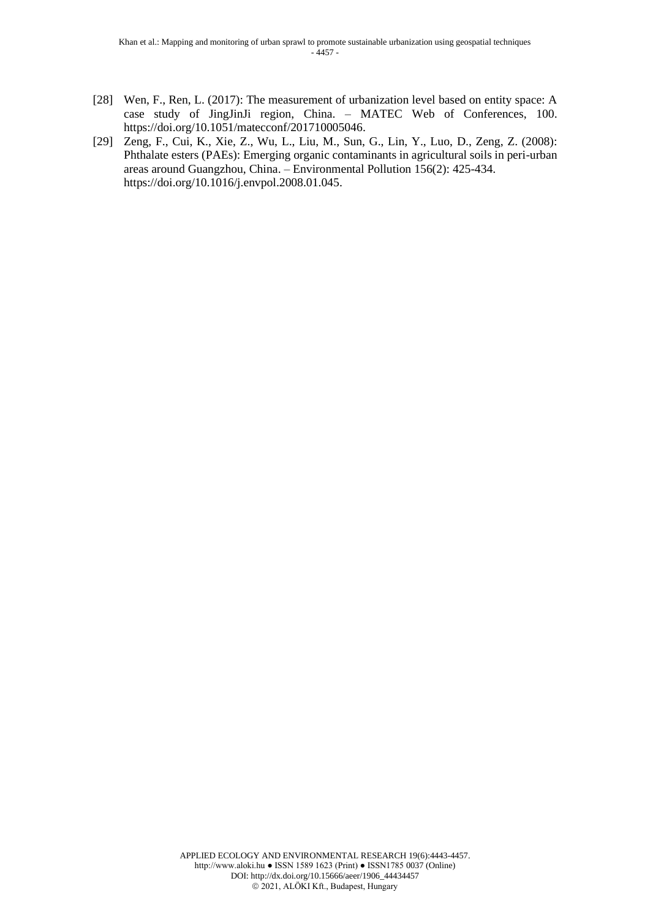[28] Wen, F., Ren, L. (2017): The measurement of urbanization level based on entity space: A case study of JingJinJi region, China. – MATEC Web of Conferences, 100. https://doi.org/10.1051/matecconf/201710005046.

[29] Zeng, F., Cui, K., Xie, Z., Wu, L., Liu, M., Sun, G., Lin, Y., Luo, D., Zeng, Z. (2008): Phthalate esters (PAEs): Emerging organic contaminants in agricultural soils in peri-urban areas around Guangzhou, China. – Environmental Pollution 156(2): 425-434. https://doi.org/10.1016/j.envpol.2008.01.045.